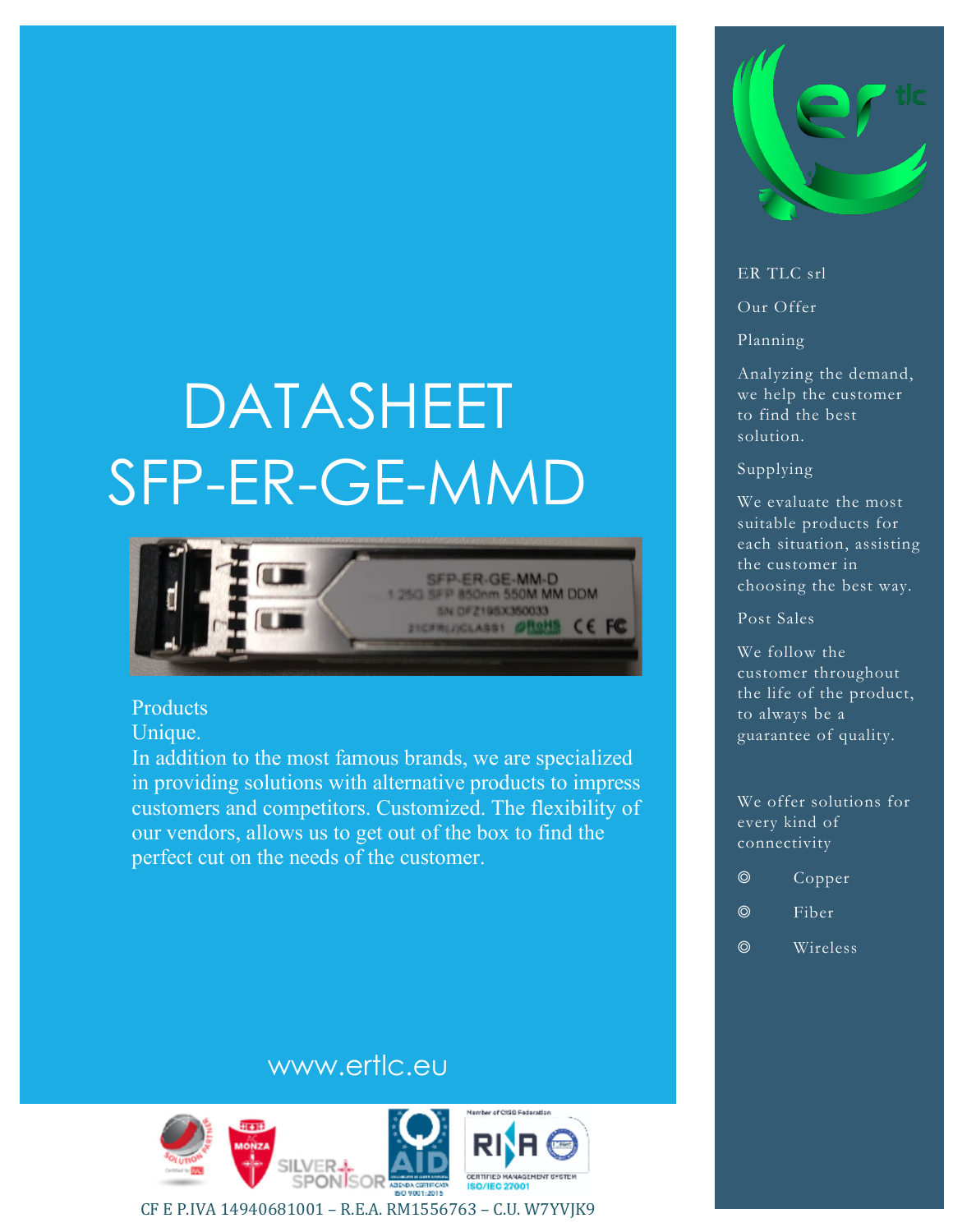# DATASHEET SFP-ER-GE-MMD

Products

Unique.

In addition to the most famous brands, we are specialized in providing solutions with alternative products to impress customers and competitors. Customized. The flexibility of our vendors, allows us to get out of the box to find the perfect cut on the needs of the customer.

www.ertlc.eu

ER TLC srl

Our Offer

Planning

Analyzing the demand, we help the customer to find the best solution.

Supplying

We evaluate the most suitable products for each situation, assisting the customer in choosing the best way.

Post Sales

We follow the customer throughout the life of the product, to always be a guarantee of quality.

We offer solutions for every kind of connectivity

- Copper
- Fiber
- Wireless

CF E P.IVA 14940681001 – R.E.A. RM1556763 – C.U. W7YVJK9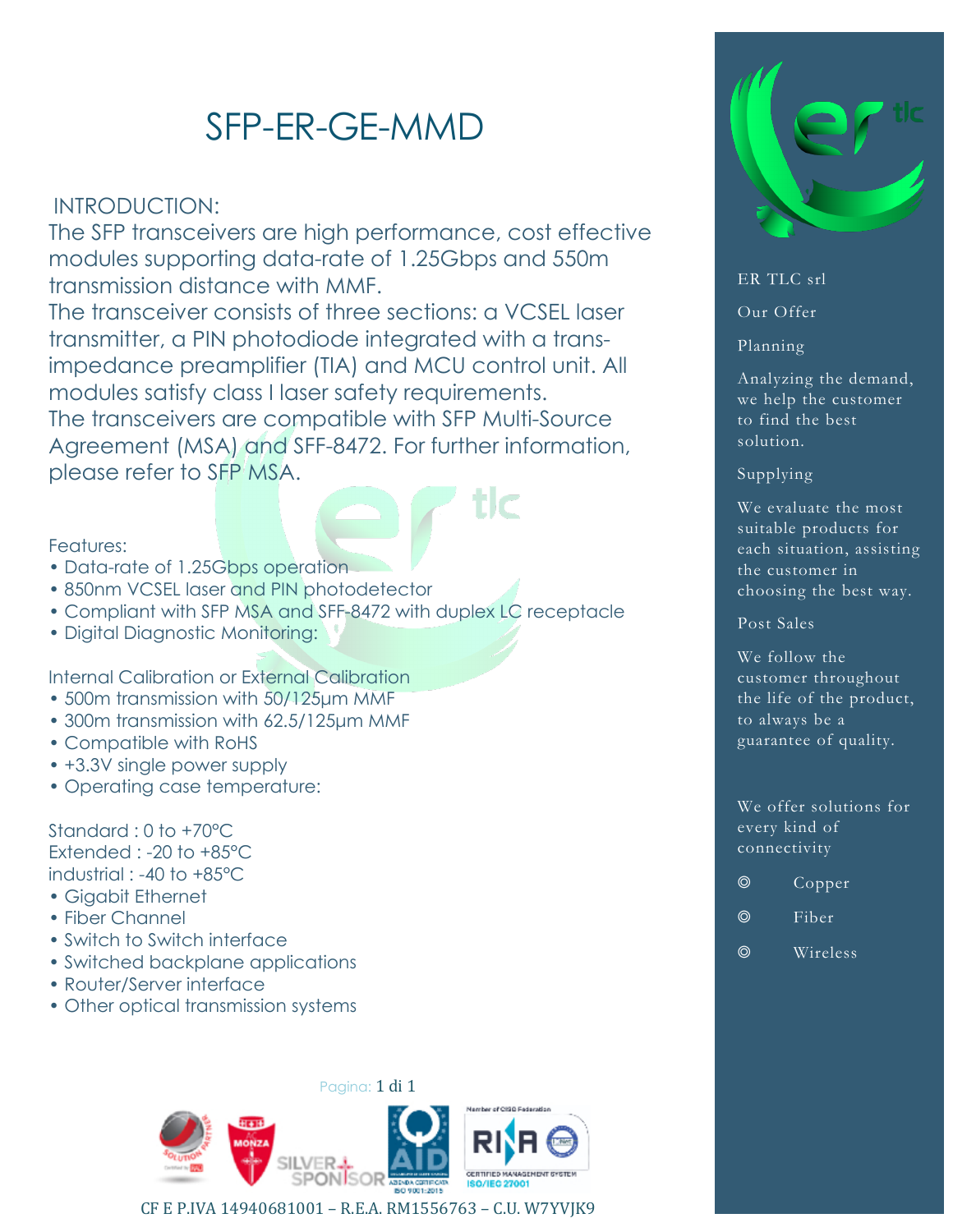# SFP-ER-GE-MMD

INTRODUCTION:

The SFP transceivers are high performance, cost effective modules supporting data-rate of 1.25Gbps and 550m transmission distance with MMF.

The transceiver consists of three sections: a VCSEL laser transmitter, a PIN photodiode integrated with a trans-impedance preamplifier (TIA) and MCU control unit. All modules satisfy class I laser safety requirements.

The transceivers are compatible with SFP Multi-Source Agreement (MSA) and SFF-8472. For further information, please refer to SFP MSA.

Features:

- Data-rate of 1.25Gbps operation
- 850nm VCSEL laser and PIN photodetector
- Compliant with SFP MSA and SFF-8472 with duplex LC receptacle
- Digital Diagnostic Monitoring:

Internal Calibration or External Calibration

- 500m transmission with 50/125μm MMF
- 300m transmission with 62.5/125μm MMF
- Compatible with RoHS
- +3.3V single power supply
- Operating case temperature:

Standard : 0 to +70°C
Extended : -20 to +85°C
industrial : -40 to +85°C

- Gigabit Ethernet
- Fiber Channel
- Switch to Switch interface
- Switched backplane applications
- Router/Server interface
- Other optical transmission systems

ER TLC srl

Our Offer

Planning

Analyzing the demand, we help the customer to find the best solution.

Supplying

We evaluate the most suitable products for each situation, assisting the customer in choosing the best way.

Post Sales

We follow the customer throughout the life of the product, to always be a guarantee of quality.

We offer solutions for every kind of connectivity

- Copper
- Fiber
- Wireless

CF E P.IVA 14940681001 – R.E.A. RM1556763 – C.U. W7YVJK9